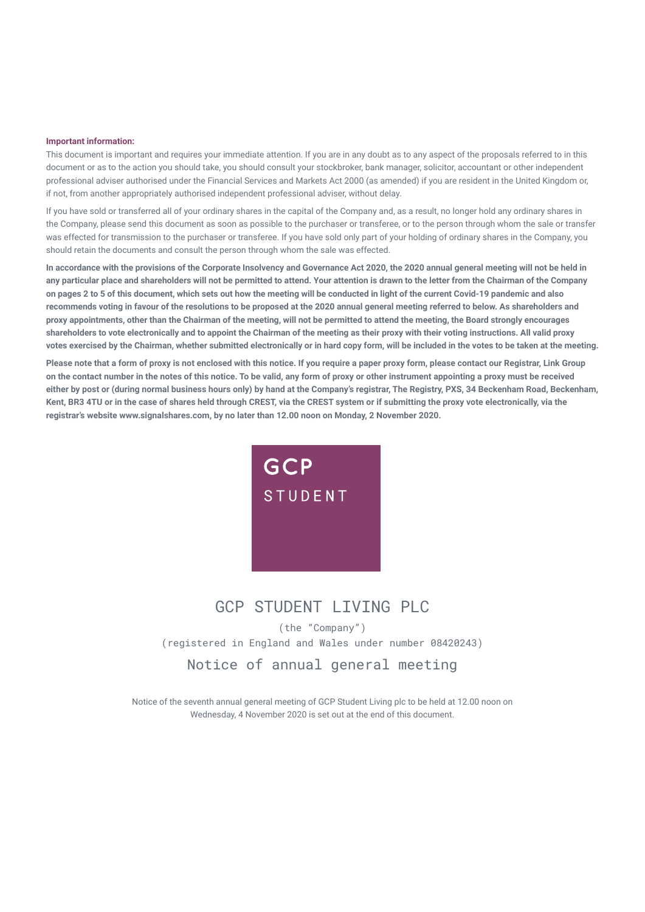**Important information:**

This document is important and requires your immediate attention. If you are in any doubt as to any aspect of the proposals referred to in this document or as to the action you should take, you should consult your stockbroker, bank manager, solicitor, accountant or other independent professional adviser authorised under the Financial Services and Markets Act 2000 (as amended) if you are resident in the United Kingdom or, if not, from another appropriately authorised independent professional adviser, without delay.

If you have sold or transferred all of your ordinary shares in the capital of the Company and, as a result, no longer hold any ordinary shares in the Company, please send this document as soon as possible to the purchaser or transferee, or to the person through whom the sale or transfer was effected for transmission to the purchaser or transferee. If you have sold only part of your holding of ordinary shares in the Company, you should retain the documents and consult the person through whom the sale was effected.

**In accordance with the provisions of the Corporate Insolvency and Governance Act 2020, the 2020 annual general meeting will not be held in any particular place and shareholders will not be permitted to attend. Your attention is drawn to the letter from the Chairman of the Company on pages 2 to 5 of this document, which sets out how the meeting will be conducted in light of the current Covid-19 pandemic and also recommends voting in favour of the resolutions to be proposed at the 2020 annual general meeting referred to below. As shareholders and proxy appointments, other than the Chairman of the meeting, will not be permitted to attend the meeting, the Board strongly encourages shareholders to vote electronically and to appoint the Chairman of the meeting as their proxy with their voting instructions. All valid proxy votes exercised by the Chairman, whether submitted electronically or in hard copy form, will be included in the votes to be taken at the meeting.**

**Please note that a form of proxy is not enclosed with this notice. If you require a paper proxy form, please contact our Registrar, Link Group on the contact number in the notes of this notice. To be valid, any form of proxy or other instrument appointing a proxy must be received either by post or (during normal business hours only) by hand at the Company's registrar, The Registry, PXS, 34 Beckenham Road, Beckenham, Kent, BR3 4TU or in the case of shares held through CREST, via the CREST system or if submitting the proxy vote electronically, via the registrar's website www.signalshares.com, by no later than 12.00 noon on Monday, 2 November 2020.**

GCP
STUDENT

# GCP STUDENT LIVING PLC

(the "Company")

(registered in England and Wales under number 08420243)

## Notice of annual general meeting

Notice of the seventh annual general meeting of GCP Student Living plc to be held at 12.00 noon on Wednesday, 4 November 2020 is set out at the end of this document.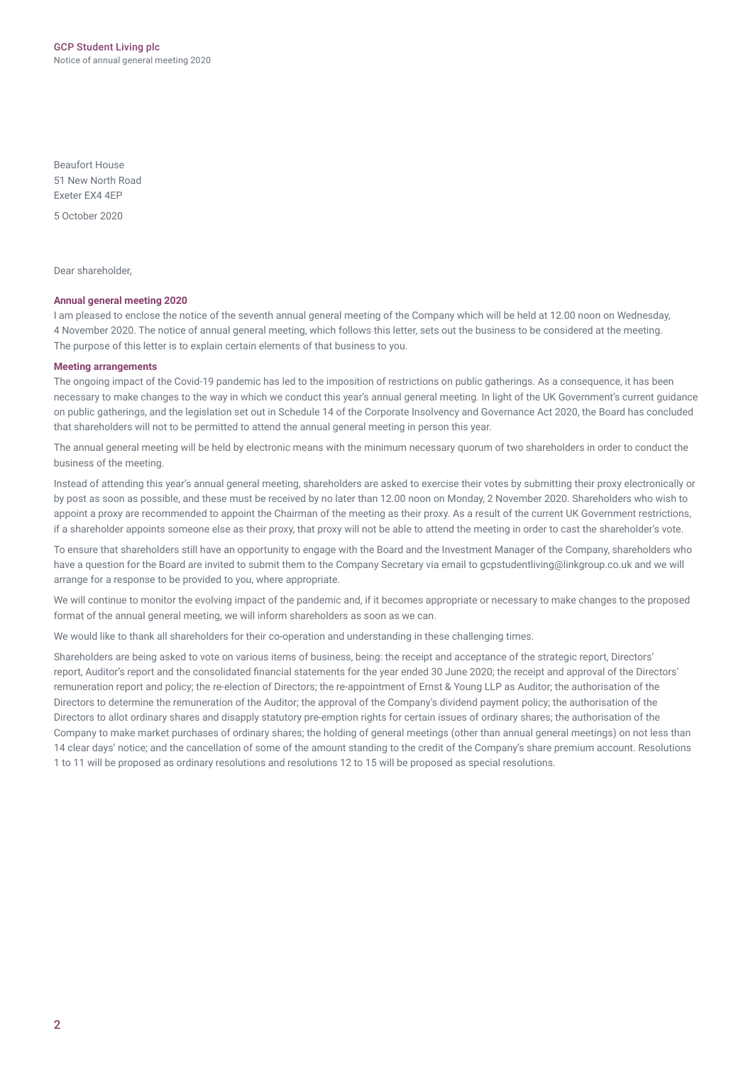Beaufort House
51 New North Road
Exeter EX4 4EP

5 October 2020

Dear shareholder,

**Annual general meeting 2020**

I am pleased to enclose the notice of the seventh annual general meeting of the Company which will be held at 12.00 noon on Wednesday, 4 November 2020. The notice of annual general meeting, which follows this letter, sets out the business to be considered at the meeting. The purpose of this letter is to explain certain elements of that business to you.

**Meeting arrangements**

The ongoing impact of the Covid-19 pandemic has led to the imposition of restrictions on public gatherings. As a consequence, it has been necessary to make changes to the way in which we conduct this year's annual general meeting. In light of the UK Government's current guidance on public gatherings, and the legislation set out in Schedule 14 of the Corporate Insolvency and Governance Act 2020, the Board has concluded that shareholders will not to be permitted to attend the annual general meeting in person this year.

The annual general meeting will be held by electronic means with the minimum necessary quorum of two shareholders in order to conduct the business of the meeting.

Instead of attending this year's annual general meeting, shareholders are asked to exercise their votes by submitting their proxy electronically or by post as soon as possible, and these must be received by no later than 12.00 noon on Monday, 2 November 2020. Shareholders who wish to appoint a proxy are recommended to appoint the Chairman of the meeting as their proxy. As a result of the current UK Government restrictions, if a shareholder appoints someone else as their proxy, that proxy will not be able to attend the meeting in order to cast the shareholder's vote.

To ensure that shareholders still have an opportunity to engage with the Board and the Investment Manager of the Company, shareholders who have a question for the Board are invited to submit them to the Company Secretary via email to gcpstudentliving@linkgroup.co.uk and we will arrange for a response to be provided to you, where appropriate.

We will continue to monitor the evolving impact of the pandemic and, if it becomes appropriate or necessary to make changes to the proposed format of the annual general meeting, we will inform shareholders as soon as we can.

We would like to thank all shareholders for their co-operation and understanding in these challenging times.

Shareholders are being asked to vote on various items of business, being: the receipt and acceptance of the strategic report, Directors' report, Auditor's report and the consolidated financial statements for the year ended 30 June 2020; the receipt and approval of the Directors' remuneration report and policy; the re-election of Directors; the re-appointment of Ernst & Young LLP as Auditor; the authorisation of the Directors to determine the remuneration of the Auditor; the approval of the Company's dividend payment policy; the authorisation of the Directors to allot ordinary shares and disapply statutory pre-emption rights for certain issues of ordinary shares; the authorisation of the Company to make market purchases of ordinary shares; the holding of general meetings (other than annual general meetings) on not less than 14 clear days' notice; and the cancellation of some of the amount standing to the credit of the Company's share premium account. Resolutions 1 to 11 will be proposed as ordinary resolutions and resolutions 12 to 15 will be proposed as special resolutions.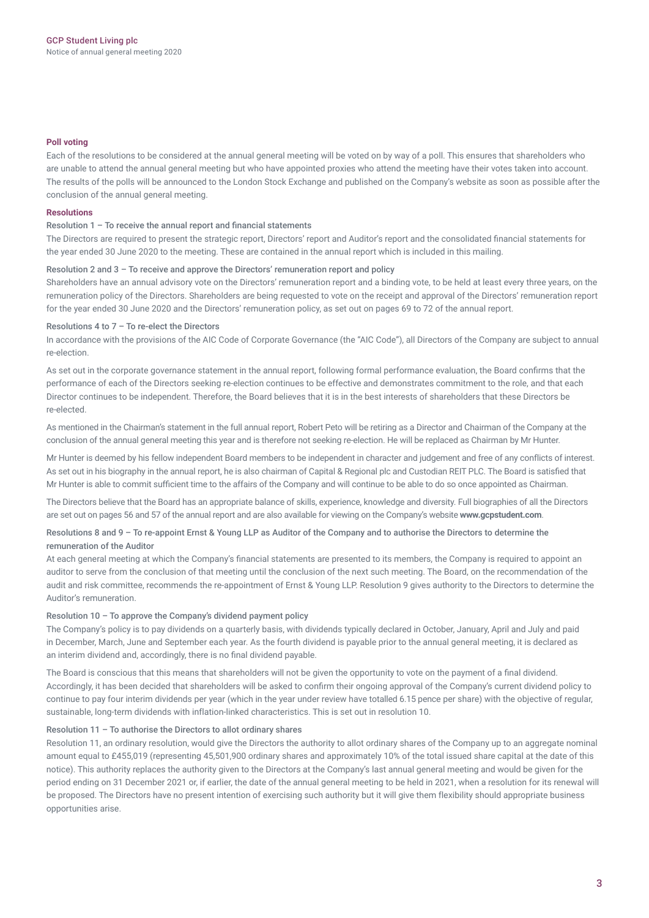### Poll voting

Each of the resolutions to be considered at the annual general meeting will be voted on by way of a poll. This ensures that shareholders who are unable to attend the annual general meeting but who have appointed proxies who attend the meeting have their votes taken into account. The results of the polls will be announced to the London Stock Exchange and published on the Company's website as soon as possible after the conclusion of the annual general meeting.

### Resolutions

#### Resolution 1 – To receive the annual report and financial statements

The Directors are required to present the strategic report, Directors' report and Auditor's report and the consolidated financial statements for the year ended 30 June 2020 to the meeting. These are contained in the annual report which is included in this mailing.

#### Resolution 2 and 3 – To receive and approve the Directors' remuneration report and policy

Shareholders have an annual advisory vote on the Directors' remuneration report and a binding vote, to be held at least every three years, on the remuneration policy of the Directors. Shareholders are being requested to vote on the receipt and approval of the Directors' remuneration report for the year ended 30 June 2020 and the Directors' remuneration policy, as set out on pages 69 to 72 of the annual report.

#### Resolutions 4 to 7 – To re-elect the Directors

In accordance with the provisions of the AIC Code of Corporate Governance (the "AIC Code"), all Directors of the Company are subject to annual re-election.

As set out in the corporate governance statement in the annual report, following formal performance evaluation, the Board confirms that the performance of each of the Directors seeking re-election continues to be effective and demonstrates commitment to the role, and that each Director continues to be independent. Therefore, the Board believes that it is in the best interests of shareholders that these Directors be re-elected.

As mentioned in the Chairman's statement in the full annual report, Robert Peto will be retiring as a Director and Chairman of the Company at the conclusion of the annual general meeting this year and is therefore not seeking re-election. He will be replaced as Chairman by Mr Hunter.

Mr Hunter is deemed by his fellow independent Board members to be independent in character and judgement and free of any conflicts of interest. As set out in his biography in the annual report, he is also chairman of Capital & Regional plc and Custodian REIT PLC. The Board is satisfied that Mr Hunter is able to commit sufficient time to the affairs of the Company and will continue to be able to do so once appointed as Chairman.

The Directors believe that the Board has an appropriate balance of skills, experience, knowledge and diversity. Full biographies of all the Directors are set out on pages 56 and 57 of the annual report and are also available for viewing on the Company's website **www.gcpstudent.com**.

#### Resolutions 8 and 9 – To re-appoint Ernst & Young LLP as Auditor of the Company and to authorise the Directors to determine the remuneration of the Auditor

At each general meeting at which the Company's financial statements are presented to its members, the Company is required to appoint an auditor to serve from the conclusion of that meeting until the conclusion of the next such meeting. The Board, on the recommendation of the audit and risk committee, recommends the re-appointment of Ernst & Young LLP. Resolution 9 gives authority to the Directors to determine the Auditor's remuneration.

#### Resolution 10 – To approve the Company's dividend payment policy

The Company's policy is to pay dividends on a quarterly basis, with dividends typically declared in October, January, April and July and paid in December, March, June and September each year. As the fourth dividend is payable prior to the annual general meeting, it is declared as an interim dividend and, accordingly, there is no final dividend payable.

The Board is conscious that this means that shareholders will not be given the opportunity to vote on the payment of a final dividend. Accordingly, it has been decided that shareholders will be asked to confirm their ongoing approval of the Company's current dividend policy to continue to pay four interim dividends per year (which in the year under review have totalled 6.15 pence per share) with the objective of regular, sustainable, long-term dividends with inflation-linked characteristics. This is set out in resolution 10.

#### Resolution 11 – To authorise the Directors to allot ordinary shares

Resolution 11, an ordinary resolution, would give the Directors the authority to allot ordinary shares of the Company up to an aggregate nominal amount equal to £455,019 (representing 45,501,900 ordinary shares and approximately 10% of the total issued share capital at the date of this notice). This authority replaces the authority given to the Directors at the Company's last annual general meeting and would be given for the period ending on 31 December 2021 or, if earlier, the date of the annual general meeting to be held in 2021, when a resolution for its renewal will be proposed. The Directors have no present intention of exercising such authority but it will give them flexibility should appropriate business opportunities arise.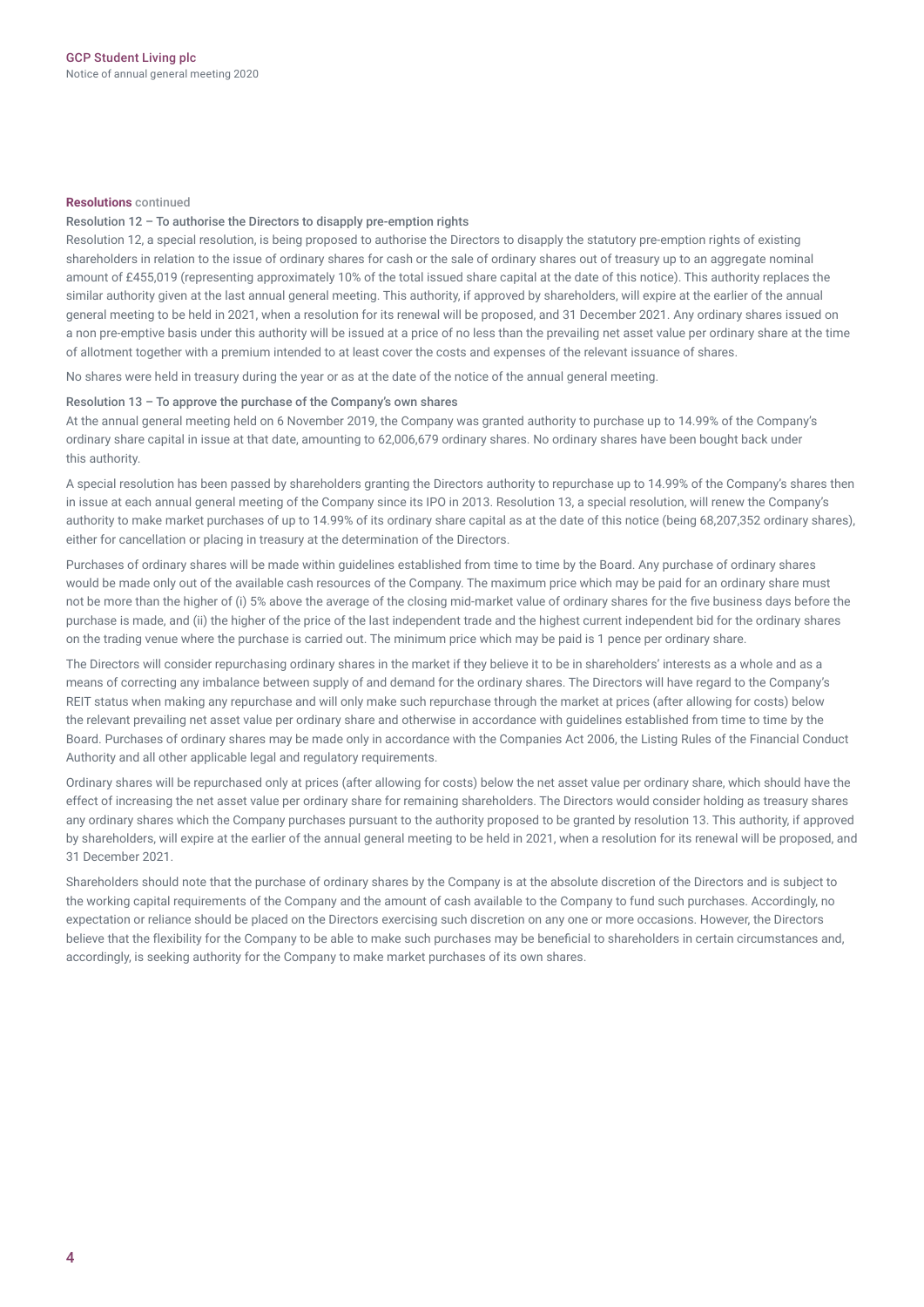**Resolutions** continued

### Resolution 12 – To authorise the Directors to disapply pre-emption rights

Resolution 12, a special resolution, is being proposed to authorise the Directors to disapply the statutory pre-emption rights of existing shareholders in relation to the issue of ordinary shares for cash or the sale of ordinary shares out of treasury up to an aggregate nominal amount of £455,019 (representing approximately 10% of the total issued share capital at the date of this notice). This authority replaces the similar authority given at the last annual general meeting. This authority, if approved by shareholders, will expire at the earlier of the annual general meeting to be held in 2021, when a resolution for its renewal will be proposed, and 31 December 2021. Any ordinary shares issued on a non pre-emptive basis under this authority will be issued at a price of no less than the prevailing net asset value per ordinary share at the time of allotment together with a premium intended to at least cover the costs and expenses of the relevant issuance of shares.

No shares were held in treasury during the year or as at the date of the notice of the annual general meeting.

### Resolution 13 – To approve the purchase of the Company's own shares

At the annual general meeting held on 6 November 2019, the Company was granted authority to purchase up to 14.99% of the Company's ordinary share capital in issue at that date, amounting to 62,006,679 ordinary shares. No ordinary shares have been bought back under this authority.

A special resolution has been passed by shareholders granting the Directors authority to repurchase up to 14.99% of the Company's shares then in issue at each annual general meeting of the Company since its IPO in 2013. Resolution 13, a special resolution, will renew the Company's authority to make market purchases of up to 14.99% of its ordinary share capital as at the date of this notice (being 68,207,352 ordinary shares), either for cancellation or placing in treasury at the determination of the Directors.

Purchases of ordinary shares will be made within guidelines established from time to time by the Board. Any purchase of ordinary shares would be made only out of the available cash resources of the Company. The maximum price which may be paid for an ordinary share must not be more than the higher of (i) 5% above the average of the closing mid-market value of ordinary shares for the five business days before the purchase is made, and (ii) the higher of the price of the last independent trade and the highest current independent bid for the ordinary shares on the trading venue where the purchase is carried out. The minimum price which may be paid is 1 pence per ordinary share.

The Directors will consider repurchasing ordinary shares in the market if they believe it to be in shareholders' interests as a whole and as a means of correcting any imbalance between supply of and demand for the ordinary shares. The Directors will have regard to the Company's REIT status when making any repurchase and will only make such repurchase through the market at prices (after allowing for costs) below the relevant prevailing net asset value per ordinary share and otherwise in accordance with guidelines established from time to time by the Board. Purchases of ordinary shares may be made only in accordance with the Companies Act 2006, the Listing Rules of the Financial Conduct Authority and all other applicable legal and regulatory requirements.

Ordinary shares will be repurchased only at prices (after allowing for costs) below the net asset value per ordinary share, which should have the effect of increasing the net asset value per ordinary share for remaining shareholders. The Directors would consider holding as treasury shares any ordinary shares which the Company purchases pursuant to the authority proposed to be granted by resolution 13. This authority, if approved by shareholders, will expire at the earlier of the annual general meeting to be held in 2021, when a resolution for its renewal will be proposed, and 31 December 2021.

Shareholders should note that the purchase of ordinary shares by the Company is at the absolute discretion of the Directors and is subject to the working capital requirements of the Company and the amount of cash available to the Company to fund such purchases. Accordingly, no expectation or reliance should be placed on the Directors exercising such discretion on any one or more occasions. However, the Directors believe that the flexibility for the Company to be able to make such purchases may be beneficial to shareholders in certain circumstances and, accordingly, is seeking authority for the Company to make market purchases of its own shares.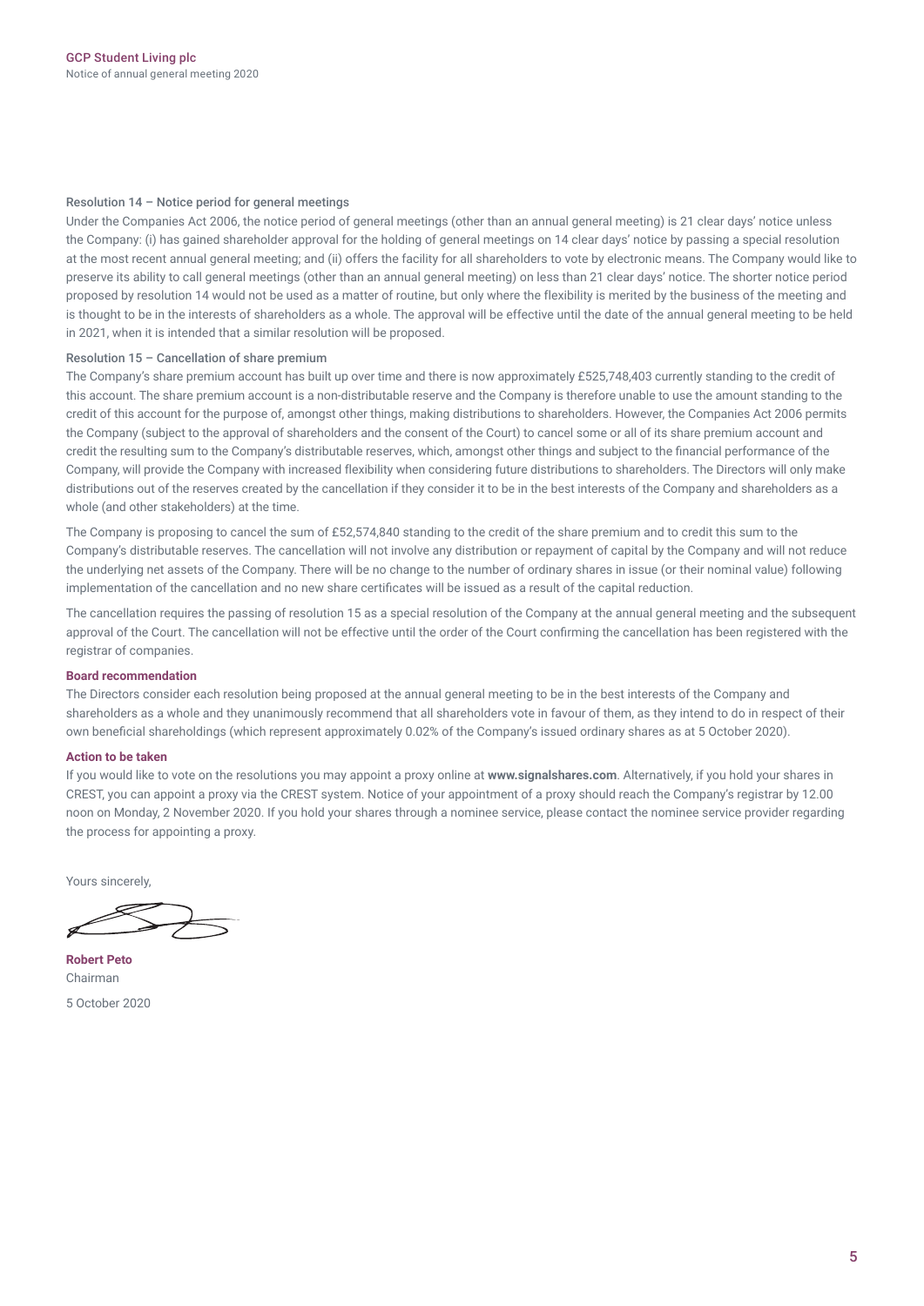#### Resolution 14 – Notice period for general meetings

Under the Companies Act 2006, the notice period of general meetings (other than an annual general meeting) is 21 clear days' notice unless the Company: (i) has gained shareholder approval for the holding of general meetings on 14 clear days' notice by passing a special resolution at the most recent annual general meeting; and (ii) offers the facility for all shareholders to vote by electronic means. The Company would like to preserve its ability to call general meetings (other than an annual general meeting) on less than 21 clear days' notice. The shorter notice period proposed by resolution 14 would not be used as a matter of routine, but only where the flexibility is merited by the business of the meeting and is thought to be in the interests of shareholders as a whole. The approval will be effective until the date of the annual general meeting to be held in 2021, when it is intended that a similar resolution will be proposed.

#### Resolution 15 – Cancellation of share premium

The Company's share premium account has built up over time and there is now approximately £525,748,403 currently standing to the credit of this account. The share premium account is a non-distributable reserve and the Company is therefore unable to use the amount standing to the credit of this account for the purpose of, amongst other things, making distributions to shareholders. However, the Companies Act 2006 permits the Company (subject to the approval of shareholders and the consent of the Court) to cancel some or all of its share premium account and credit the resulting sum to the Company's distributable reserves, which, amongst other things and subject to the financial performance of the Company, will provide the Company with increased flexibility when considering future distributions to shareholders. The Directors will only make distributions out of the reserves created by the cancellation if they consider it to be in the best interests of the Company and shareholders as a whole (and other stakeholders) at the time.

The Company is proposing to cancel the sum of £52,574,840 standing to the credit of the share premium and to credit this sum to the Company's distributable reserves. The cancellation will not involve any distribution or repayment of capital by the Company and will not reduce the underlying net assets of the Company. There will be no change to the number of ordinary shares in issue (or their nominal value) following implementation of the cancellation and no new share certificates will be issued as a result of the capital reduction.

The cancellation requires the passing of resolution 15 as a special resolution of the Company at the annual general meeting and the subsequent approval of the Court. The cancellation will not be effective until the order of the Court confirming the cancellation has been registered with the registrar of companies.

#### Board recommendation

The Directors consider each resolution being proposed at the annual general meeting to be in the best interests of the Company and shareholders as a whole and they unanimously recommend that all shareholders vote in favour of them, as they intend to do in respect of their own beneficial shareholdings (which represent approximately 0.02% of the Company's issued ordinary shares as at 5 October 2020).

#### Action to be taken

If you would like to vote on the resolutions you may appoint a proxy online at **www.signalshares.com**. Alternatively, if you hold your shares in CREST, you can appoint a proxy via the CREST system. Notice of your appointment of a proxy should reach the Company's registrar by 12.00 noon on Monday, 2 November 2020. If you hold your shares through a nominee service, please contact the nominee service provider regarding the process for appointing a proxy.

Yours sincerely,

**Robert Peto**
Chairman

5 October 2020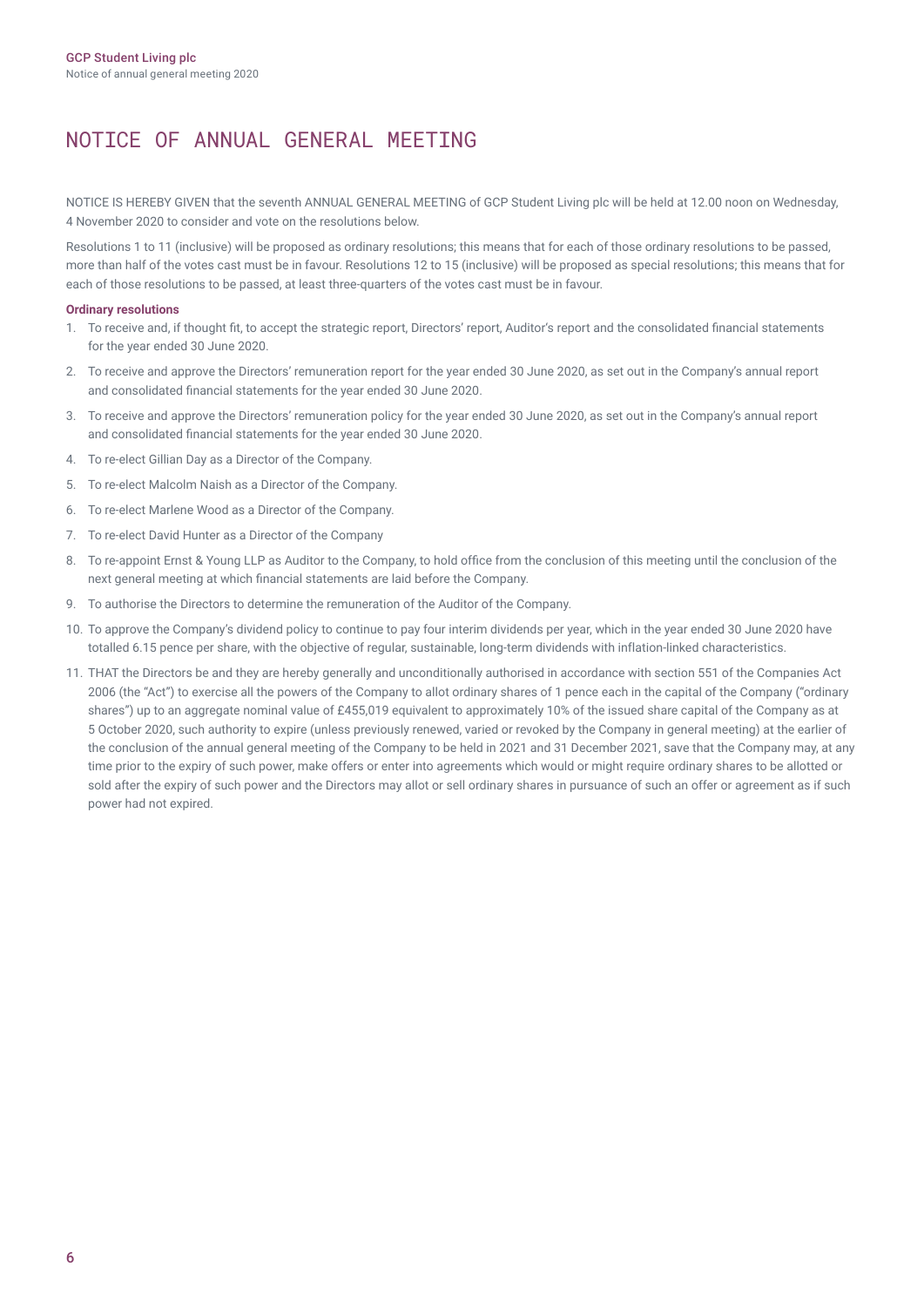# NOTICE OF ANNUAL GENERAL MEETING

NOTICE IS HEREBY GIVEN that the seventh ANNUAL GENERAL MEETING of GCP Student Living plc will be held at 12.00 noon on Wednesday, 4 November 2020 to consider and vote on the resolutions below.

Resolutions 1 to 11 (inclusive) will be proposed as ordinary resolutions; this means that for each of those ordinary resolutions to be passed, more than half of the votes cast must be in favour. Resolutions 12 to 15 (inclusive) will be proposed as special resolutions; this means that for each of those resolutions to be passed, at least three-quarters of the votes cast must be in favour.

**Ordinary resolutions**

1. To receive and, if thought fit, to accept the strategic report, Directors' report, Auditor's report and the consolidated financial statements for the year ended 30 June 2020.
2. To receive and approve the Directors' remuneration report for the year ended 30 June 2020, as set out in the Company's annual report and consolidated financial statements for the year ended 30 June 2020.
3. To receive and approve the Directors' remuneration policy for the year ended 30 June 2020, as set out in the Company's annual report and consolidated financial statements for the year ended 30 June 2020.
4. To re-elect Gillian Day as a Director of the Company.
5. To re-elect Malcolm Naish as a Director of the Company.
6. To re-elect Marlene Wood as a Director of the Company.
7. To re-elect David Hunter as a Director of the Company
8. To re-appoint Ernst & Young LLP as Auditor to the Company, to hold office from the conclusion of this meeting until the conclusion of the next general meeting at which financial statements are laid before the Company.
9. To authorise the Directors to determine the remuneration of the Auditor of the Company.
10. To approve the Company's dividend policy to continue to pay four interim dividends per year, which in the year ended 30 June 2020 have totalled 6.15 pence per share, with the objective of regular, sustainable, long-term dividends with inflation-linked characteristics.
11. THAT the Directors be and they are hereby generally and unconditionally authorised in accordance with section 551 of the Companies Act 2006 (the "Act") to exercise all the powers of the Company to allot ordinary shares of 1 pence each in the capital of the Company ("ordinary shares") up to an aggregate nominal value of £455,019 equivalent to approximately 10% of the issued share capital of the Company as at 5 October 2020, such authority to expire (unless previously renewed, varied or revoked by the Company in general meeting) at the earlier of the conclusion of the annual general meeting of the Company to be held in 2021 and 31 December 2021, save that the Company may, at any time prior to the expiry of such power, make offers or enter into agreements which would or might require ordinary shares to be allotted or sold after the expiry of such power and the Directors may allot or sell ordinary shares in pursuance of such an offer or agreement as if such power had not expired.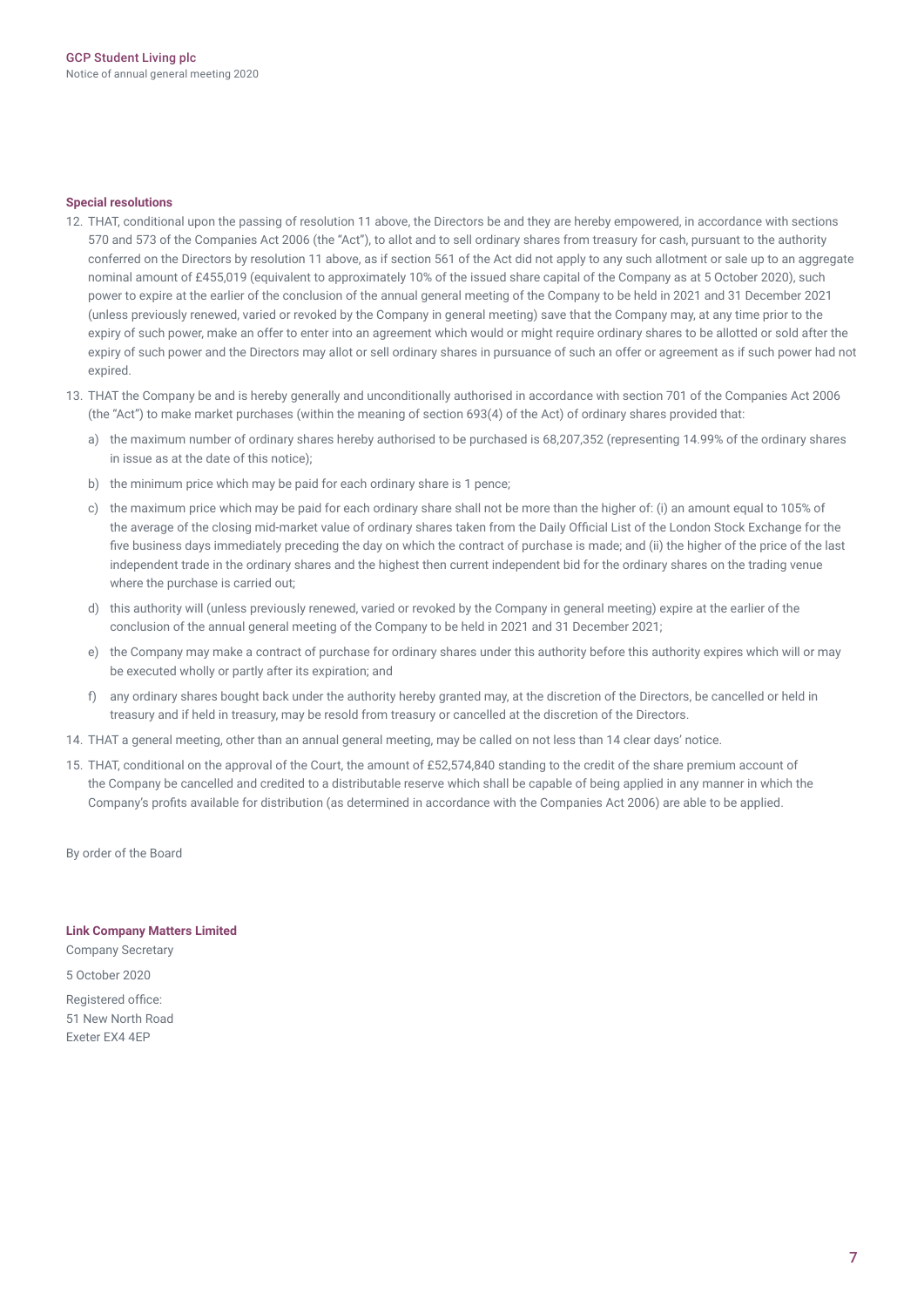**Special resolutions**

12. THAT, conditional upon the passing of resolution 11 above, the Directors be and they are hereby empowered, in accordance with sections 570 and 573 of the Companies Act 2006 (the "Act"), to allot and to sell ordinary shares from treasury for cash, pursuant to the authority conferred on the Directors by resolution 11 above, as if section 561 of the Act did not apply to any such allotment or sale up to an aggregate nominal amount of £455,019 (equivalent to approximately 10% of the issued share capital of the Company as at 5 October 2020), such power to expire at the earlier of the conclusion of the annual general meeting of the Company to be held in 2021 and 31 December 2021 (unless previously renewed, varied or revoked by the Company in general meeting) save that the Company may, at any time prior to the expiry of such power, make an offer to enter into an agreement which would or might require ordinary shares to be allotted or sold after the expiry of such power and the Directors may allot or sell ordinary shares in pursuance of such an offer or agreement as if such power had not expired.

13. THAT the Company be and is hereby generally and unconditionally authorised in accordance with section 701 of the Companies Act 2006 (the "Act") to make market purchases (within the meaning of section 693(4) of the Act) of ordinary shares provided that:

    a) the maximum number of ordinary shares hereby authorised to be purchased is 68,207,352 (representing 14.99% of the ordinary shares in issue as at the date of this notice);

    b) the minimum price which may be paid for each ordinary share is 1 pence;

    c) the maximum price which may be paid for each ordinary share shall not be more than the higher of: (i) an amount equal to 105% of the average of the closing mid-market value of ordinary shares taken from the Daily Official List of the London Stock Exchange for the five business days immediately preceding the day on which the contract of purchase is made; and (ii) the higher of the price of the last independent trade in the ordinary shares and the highest then current independent bid for the ordinary shares on the trading venue where the purchase is carried out;

    d) this authority will (unless previously renewed, varied or revoked by the Company in general meeting) expire at the earlier of the conclusion of the annual general meeting of the Company to be held in 2021 and 31 December 2021;

    e) the Company may make a contract of purchase for ordinary shares under this authority before this authority expires which will or may be executed wholly or partly after its expiration; and

    f) any ordinary shares bought back under the authority hereby granted may, at the discretion of the Directors, be cancelled or held in treasury and if held in treasury, may be resold from treasury or cancelled at the discretion of the Directors.

14. THAT a general meeting, other than an annual general meeting, may be called on not less than 14 clear days' notice.

15. THAT, conditional on the approval of the Court, the amount of £52,574,840 standing to the credit of the share premium account of the Company be cancelled and credited to a distributable reserve which shall be capable of being applied in any manner in which the Company's profits available for distribution (as determined in accordance with the Companies Act 2006) are able to be applied.

By order of the Board

**Link Company Matters Limited**
Company Secretary

5 October 2020

Registered office:
51 New North Road
Exeter EX4 4EP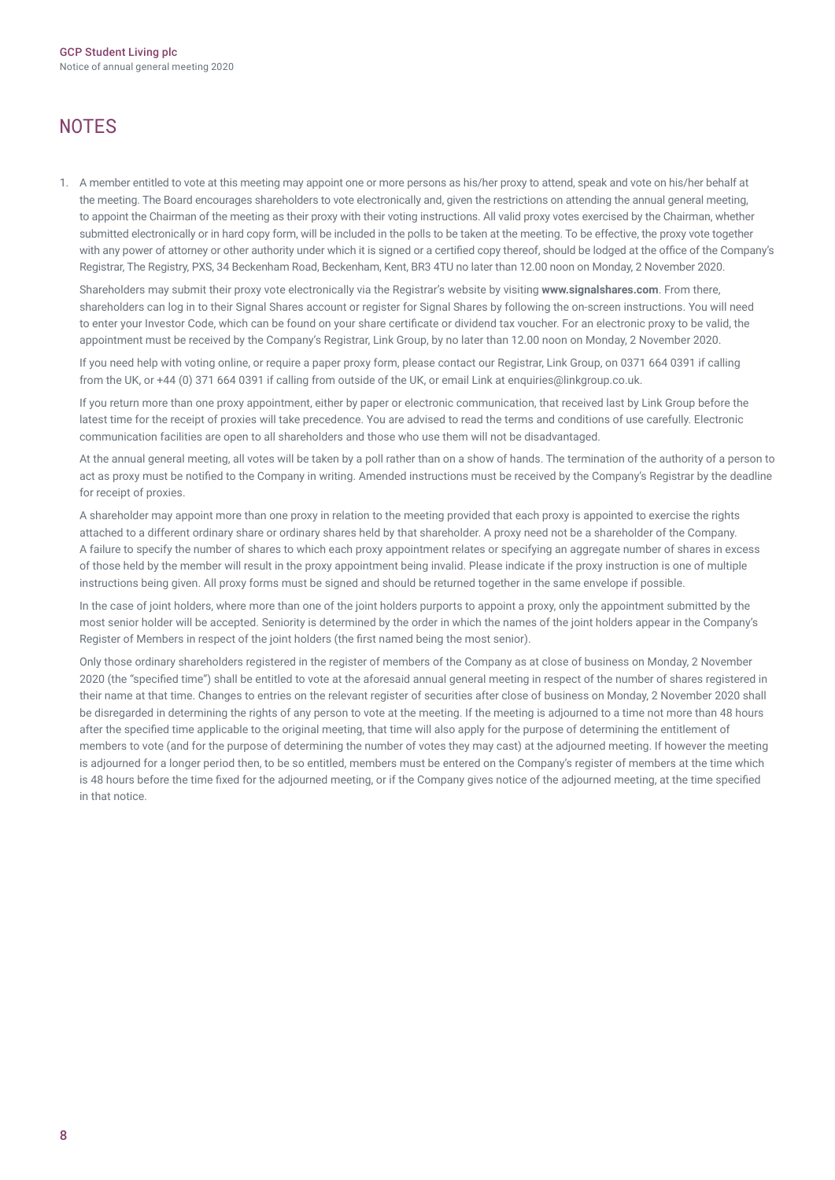# NOTES

1. A member entitled to vote at this meeting may appoint one or more persons as his/her proxy to attend, speak and vote on his/her behalf at the meeting. The Board encourages shareholders to vote electronically and, given the restrictions on attending the annual general meeting, to appoint the Chairman of the meeting as their proxy with their voting instructions. All valid proxy votes exercised by the Chairman, whether submitted electronically or in hard copy form, will be included in the polls to be taken at the meeting. To be effective, the proxy vote together with any power of attorney or other authority under which it is signed or a certified copy thereof, should be lodged at the office of the Company's Registrar, The Registry, PXS, 34 Beckenham Road, Beckenham, Kent, BR3 4TU no later than 12.00 noon on Monday, 2 November 2020.

   Shareholders may submit their proxy vote electronically via the Registrar's website by visiting **www.signalshares.com**. From there, shareholders can log in to their Signal Shares account or register for Signal Shares by following the on-screen instructions. You will need to enter your Investor Code, which can be found on your share certificate or dividend tax voucher. For an electronic proxy to be valid, the appointment must be received by the Company's Registrar, Link Group, by no later than 12.00 noon on Monday, 2 November 2020.

   If you need help with voting online, or require a paper proxy form, please contact our Registrar, Link Group, on 0371 664 0391 if calling from the UK, or +44 (0) 371 664 0391 if calling from outside of the UK, or email Link at enquiries@linkgroup.co.uk.

   If you return more than one proxy appointment, either by paper or electronic communication, that received last by Link Group before the latest time for the receipt of proxies will take precedence. You are advised to read the terms and conditions of use carefully. Electronic communication facilities are open to all shareholders and those who use them will not be disadvantaged.

   At the annual general meeting, all votes will be taken by a poll rather than on a show of hands. The termination of the authority of a person to act as proxy must be notified to the Company in writing. Amended instructions must be received by the Company's Registrar by the deadline for receipt of proxies.

   A shareholder may appoint more than one proxy in relation to the meeting provided that each proxy is appointed to exercise the rights attached to a different ordinary share or ordinary shares held by that shareholder. A proxy need not be a shareholder of the Company. A failure to specify the number of shares to which each proxy appointment relates or specifying an aggregate number of shares in excess of those held by the member will result in the proxy appointment being invalid. Please indicate if the proxy instruction is one of multiple instructions being given. All proxy forms must be signed and should be returned together in the same envelope if possible.

   In the case of joint holders, where more than one of the joint holders purports to appoint a proxy, only the appointment submitted by the most senior holder will be accepted. Seniority is determined by the order in which the names of the joint holders appear in the Company's Register of Members in respect of the joint holders (the first named being the most senior).

   Only those ordinary shareholders registered in the register of members of the Company as at close of business on Monday, 2 November 2020 (the "specified time") shall be entitled to vote at the aforesaid annual general meeting in respect of the number of shares registered in their name at that time. Changes to entries on the relevant register of securities after close of business on Monday, 2 November 2020 shall be disregarded in determining the rights of any person to vote at the meeting. If the meeting is adjourned to a time not more than 48 hours after the specified time applicable to the original meeting, that time will also apply for the purpose of determining the entitlement of members to vote (and for the purpose of determining the number of votes they may cast) at the adjourned meeting. If however the meeting is adjourned for a longer period then, to be so entitled, members must be entered on the Company's register of members at the time which is 48 hours before the time fixed for the adjourned meeting, or if the Company gives notice of the adjourned meeting, at the time specified in that notice.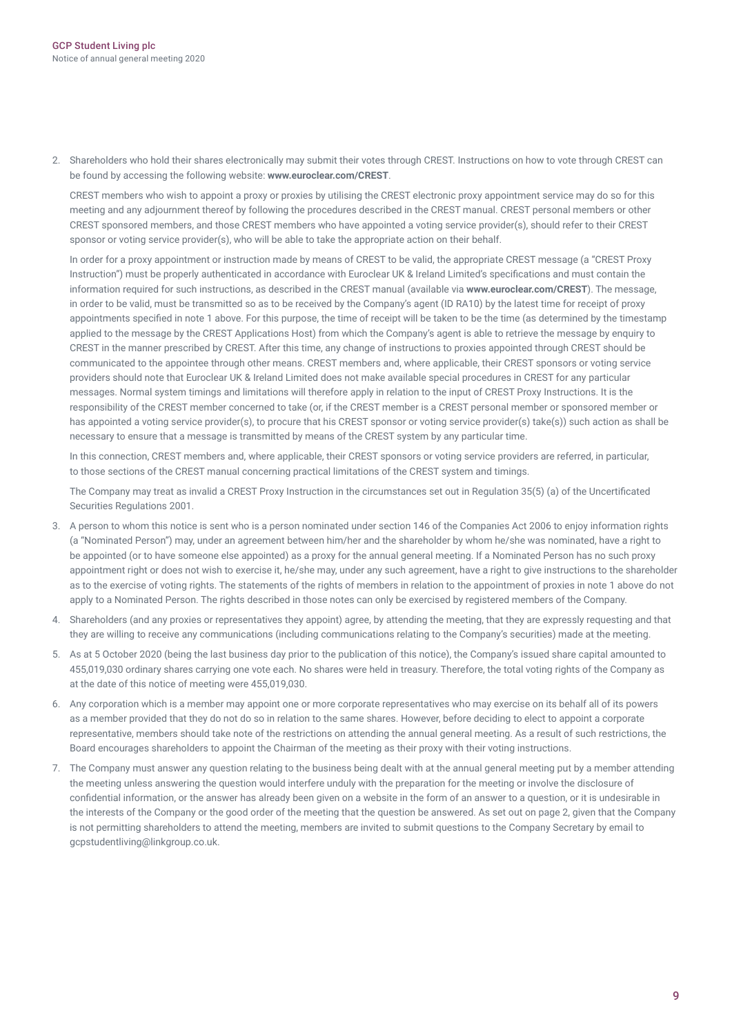2. Shareholders who hold their shares electronically may submit their votes through CREST. Instructions on how to vote through CREST can be found by accessing the following website: **www.euroclear.com/CREST**.

   CREST members who wish to appoint a proxy or proxies by utilising the CREST electronic proxy appointment service may do so for this meeting and any adjournment thereof by following the procedures described in the CREST manual. CREST personal members or other CREST sponsored members, and those CREST members who have appointed a voting service provider(s), should refer to their CREST sponsor or voting service provider(s), who will be able to take the appropriate action on their behalf.

   In order for a proxy appointment or instruction made by means of CREST to be valid, the appropriate CREST message (a "CREST Proxy Instruction") must be properly authenticated in accordance with Euroclear UK & Ireland Limited's specifications and must contain the information required for such instructions, as described in the CREST manual (available via **www.euroclear.com/CREST**). The message, in order to be valid, must be transmitted so as to be received by the Company's agent (ID RA10) by the latest time for receipt of proxy appointments specified in note 1 above. For this purpose, the time of receipt will be taken to be the time (as determined by the timestamp applied to the message by the CREST Applications Host) from which the Company's agent is able to retrieve the message by enquiry to CREST in the manner prescribed by CREST. After this time, any change of instructions to proxies appointed through CREST should be communicated to the appointee through other means. CREST members and, where applicable, their CREST sponsors or voting service providers should note that Euroclear UK & Ireland Limited does not make available special procedures in CREST for any particular messages. Normal system timings and limitations will therefore apply in relation to the input of CREST Proxy Instructions. It is the responsibility of the CREST member concerned to take (or, if the CREST member is a CREST personal member or sponsored member or has appointed a voting service provider(s), to procure that his CREST sponsor or voting service provider(s) take(s)) such action as shall be necessary to ensure that a message is transmitted by means of the CREST system by any particular time.

   In this connection, CREST members and, where applicable, their CREST sponsors or voting service providers are referred, in particular, to those sections of the CREST manual concerning practical limitations of the CREST system and timings.

   The Company may treat as invalid a CREST Proxy Instruction in the circumstances set out in Regulation 35(5) (a) of the Uncertificated Securities Regulations 2001.

3. A person to whom this notice is sent who is a person nominated under section 146 of the Companies Act 2006 to enjoy information rights (a "Nominated Person") may, under an agreement between him/her and the shareholder by whom he/she was nominated, have a right to be appointed (or to have someone else appointed) as a proxy for the annual general meeting. If a Nominated Person has no such proxy appointment right or does not wish to exercise it, he/she may, under any such agreement, have a right to give instructions to the shareholder as to the exercise of voting rights. The statements of the rights of members in relation to the appointment of proxies in note 1 above do not apply to a Nominated Person. The rights described in those notes can only be exercised by registered members of the Company.

4. Shareholders (and any proxies or representatives they appoint) agree, by attending the meeting, that they are expressly requesting and that they are willing to receive any communications (including communications relating to the Company's securities) made at the meeting.

5. As at 5 October 2020 (being the last business day prior to the publication of this notice), the Company's issued share capital amounted to 455,019,030 ordinary shares carrying one vote each. No shares were held in treasury. Therefore, the total voting rights of the Company as at the date of this notice of meeting were 455,019,030.

6. Any corporation which is a member may appoint one or more corporate representatives who may exercise on its behalf all of its powers as a member provided that they do not do so in relation to the same shares. However, before deciding to elect to appoint a corporate representative, members should take note of the restrictions on attending the annual general meeting. As a result of such restrictions, the Board encourages shareholders to appoint the Chairman of the meeting as their proxy with their voting instructions.

7. The Company must answer any question relating to the business being dealt with at the annual general meeting put by a member attending the meeting unless answering the question would interfere unduly with the preparation for the meeting or involve the disclosure of confidential information, or the answer has already been given on a website in the form of an answer to a question, or it is undesirable in the interests of the Company or the good order of the meeting that the question be answered. As set out on page 2, given that the Company is not permitting shareholders to attend the meeting, members are invited to submit questions to the Company Secretary by email to gcpstudentliving@linkgroup.co.uk.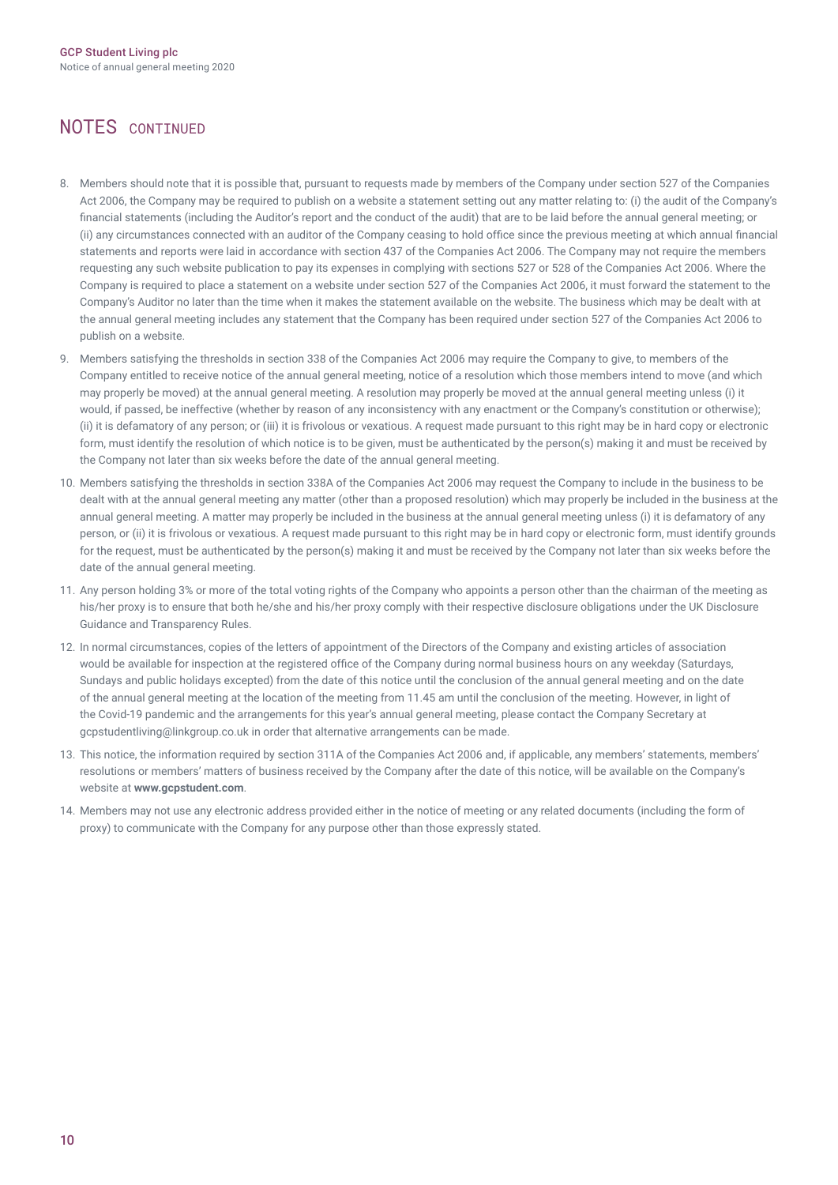## NOTES CONTINUED

8. Members should note that it is possible that, pursuant to requests made by members of the Company under section 527 of the Companies Act 2006, the Company may be required to publish on a website a statement setting out any matter relating to: (i) the audit of the Company's financial statements (including the Auditor's report and the conduct of the audit) that are to be laid before the annual general meeting; or (ii) any circumstances connected with an auditor of the Company ceasing to hold office since the previous meeting at which annual financial statements and reports were laid in accordance with section 437 of the Companies Act 2006. The Company may not require the members requesting any such website publication to pay its expenses in complying with sections 527 or 528 of the Companies Act 2006. Where the Company is required to place a statement on a website under section 527 of the Companies Act 2006, it must forward the statement to the Company's Auditor no later than the time when it makes the statement available on the website. The business which may be dealt with at the annual general meeting includes any statement that the Company has been required under section 527 of the Companies Act 2006 to publish on a website.
9. Members satisfying the thresholds in section 338 of the Companies Act 2006 may require the Company to give, to members of the Company entitled to receive notice of the annual general meeting, notice of a resolution which those members intend to move (and which may properly be moved) at the annual general meeting. A resolution may properly be moved at the annual general meeting unless (i) it would, if passed, be ineffective (whether by reason of any inconsistency with any enactment or the Company's constitution or otherwise); (ii) it is defamatory of any person; or (iii) it is frivolous or vexatious. A request made pursuant to this right may be in hard copy or electronic form, must identify the resolution of which notice is to be given, must be authenticated by the person(s) making it and must be received by the Company not later than six weeks before the date of the annual general meeting.
10. Members satisfying the thresholds in section 338A of the Companies Act 2006 may request the Company to include in the business to be dealt with at the annual general meeting any matter (other than a proposed resolution) which may properly be included in the business at the annual general meeting. A matter may properly be included in the business at the annual general meeting unless (i) it is defamatory of any person, or (ii) it is frivolous or vexatious. A request made pursuant to this right may be in hard copy or electronic form, must identify grounds for the request, must be authenticated by the person(s) making it and must be received by the Company not later than six weeks before the date of the annual general meeting.
11. Any person holding 3% or more of the total voting rights of the Company who appoints a person other than the chairman of the meeting as his/her proxy is to ensure that both he/she and his/her proxy comply with their respective disclosure obligations under the UK Disclosure Guidance and Transparency Rules.
12. In normal circumstances, copies of the letters of appointment of the Directors of the Company and existing articles of association would be available for inspection at the registered office of the Company during normal business hours on any weekday (Saturdays, Sundays and public holidays excepted) from the date of this notice until the conclusion of the annual general meeting and on the date of the annual general meeting at the location of the meeting from 11.45 am until the conclusion of the meeting. However, in light of the Covid-19 pandemic and the arrangements for this year's annual general meeting, please contact the Company Secretary at gcpstudentliving@linkgroup.co.uk in order that alternative arrangements can be made.
13. This notice, the information required by section 311A of the Companies Act 2006 and, if applicable, any members' statements, members' resolutions or members' matters of business received by the Company after the date of this notice, will be available on the Company's website at **www.gcpstudent.com**.
14. Members may not use any electronic address provided either in the notice of meeting or any related documents (including the form of proxy) to communicate with the Company for any purpose other than those expressly stated.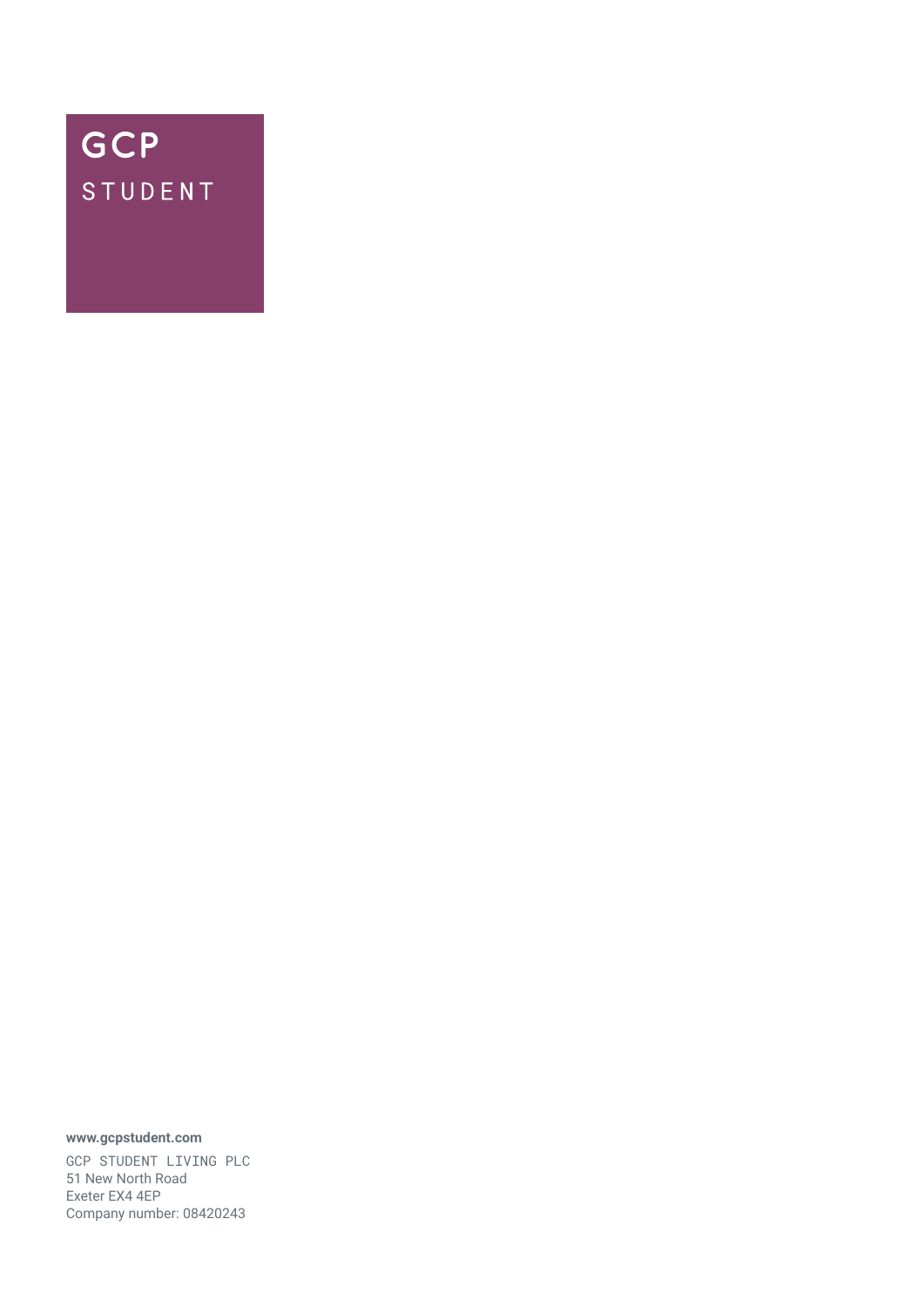GCP

STUDENT

**www.gcpstudent.com**

GCP STUDENT LIVING PLC
51 New North Road
Exeter EX4 4EP
Company number: 08420243